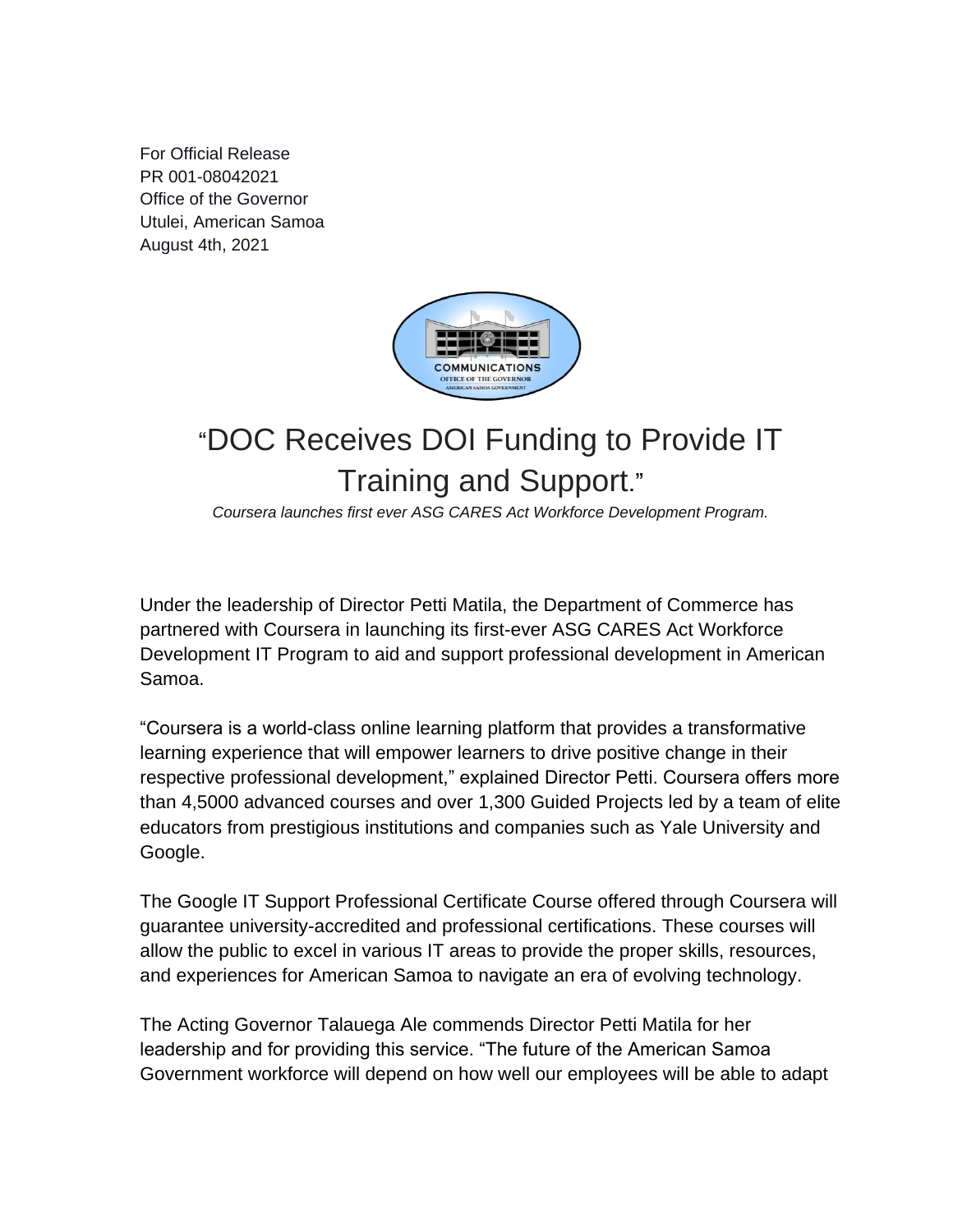For Official Release
PR 001-08042021
Office of the Governor
Utulei, American Samoa
August 4th, 2021

# "DOC Receives DOI Funding to Provide IT Training and Support."

*Coursera launches first ever ASG CARES Act Workforce Development Program.*

Under the leadership of Director Petti Matila, the Department of Commerce has partnered with Coursera in launching its first-ever ASG CARES Act Workforce Development IT Program to aid and support professional development in American Samoa.

"Coursera is a world-class online learning platform that provides a transformative learning experience that will empower learners to drive positive change in their respective professional development," explained Director Petti. Coursera offers more than 4,5000 advanced courses and over 1,300 Guided Projects led by a team of elite educators from prestigious institutions and companies such as Yale University and Google.

The Google IT Support Professional Certificate Course offered through Coursera will guarantee university-accredited and professional certifications. These courses will allow the public to excel in various IT areas to provide the proper skills, resources, and experiences for American Samoa to navigate an era of evolving technology.

The Acting Governor Talauega Ale commends Director Petti Matila for her leadership and for providing this service. "The future of the American Samoa Government workforce will depend on how well our employees will be able to adapt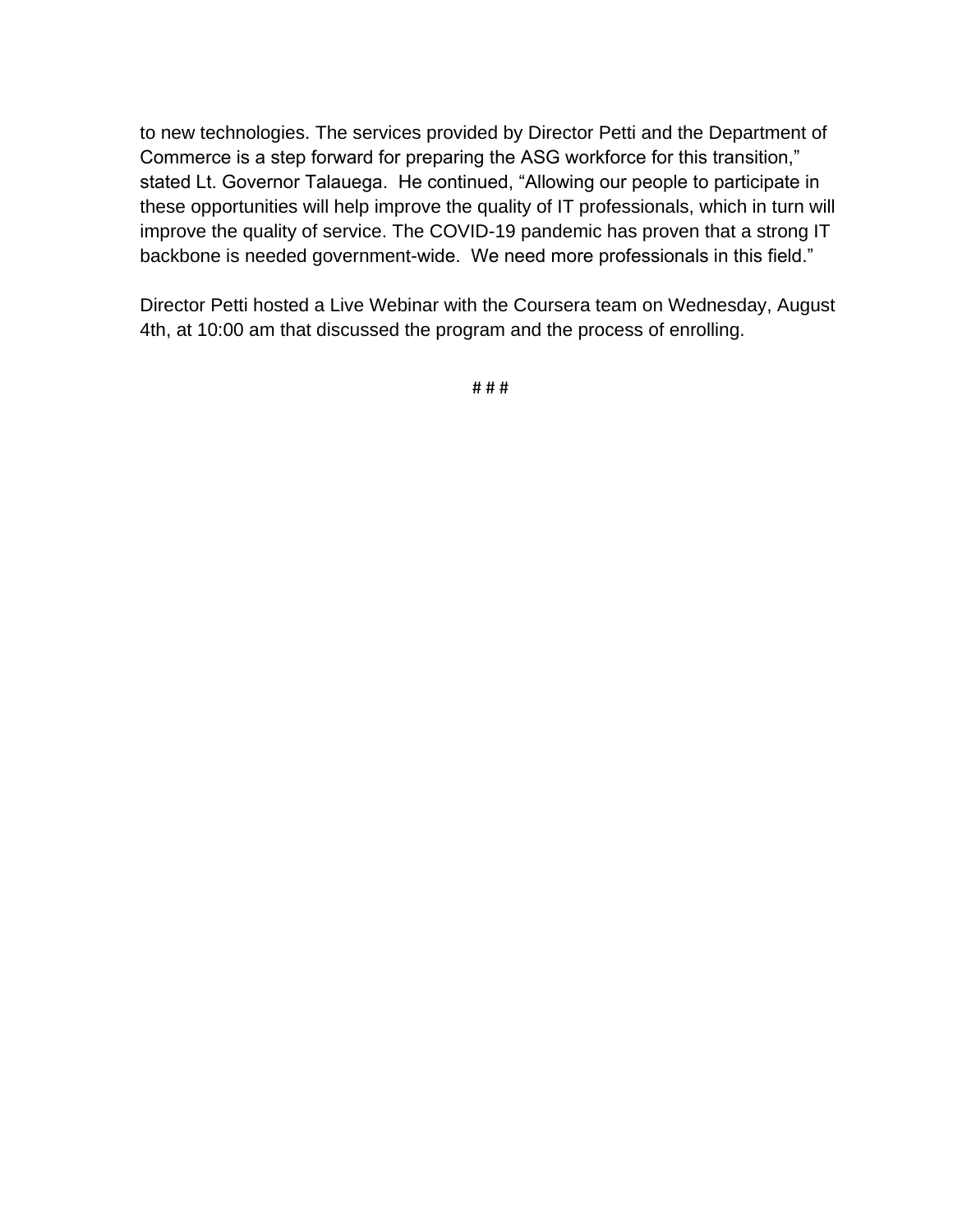to new technologies. The services provided by Director Petti and the Department of Commerce is a step forward for preparing the ASG workforce for this transition," stated Lt. Governor Talauega. He continued, "Allowing our people to participate in these opportunities will help improve the quality of IT professionals, which in turn will improve the quality of service. The COVID-19 pandemic has proven that a strong IT backbone is needed government-wide. We need more professionals in this field."

Director Petti hosted a Live Webinar with the Coursera team on Wednesday, August 4th, at 10:00 am that discussed the program and the process of enrolling.

# # #